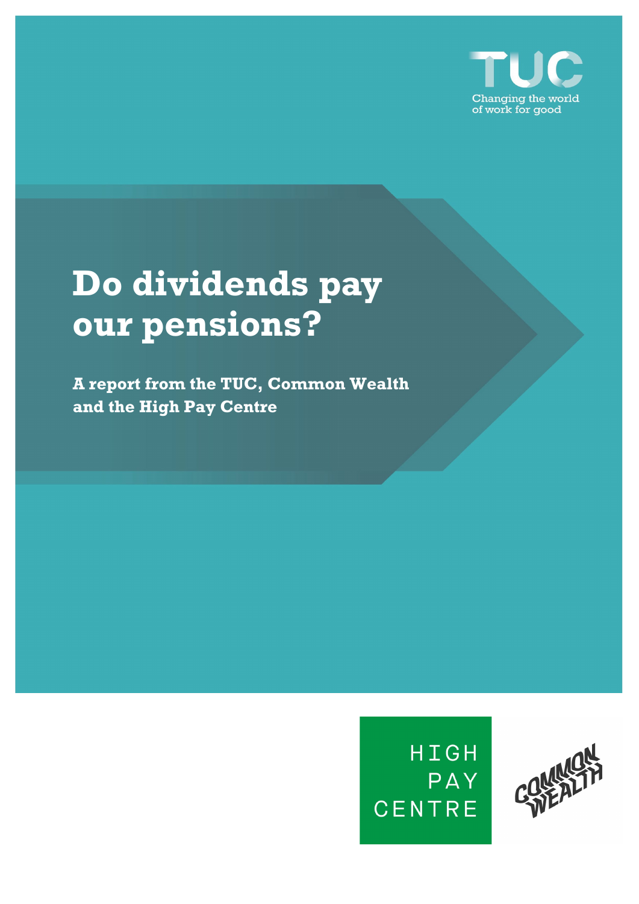TUC

Changing the world of work for good

# Do dividends pay our pensions?

**A report from the TUC, Common Wealth and the High Pay Centre**

HIGH PAY CENTRE

COMMON WEALTH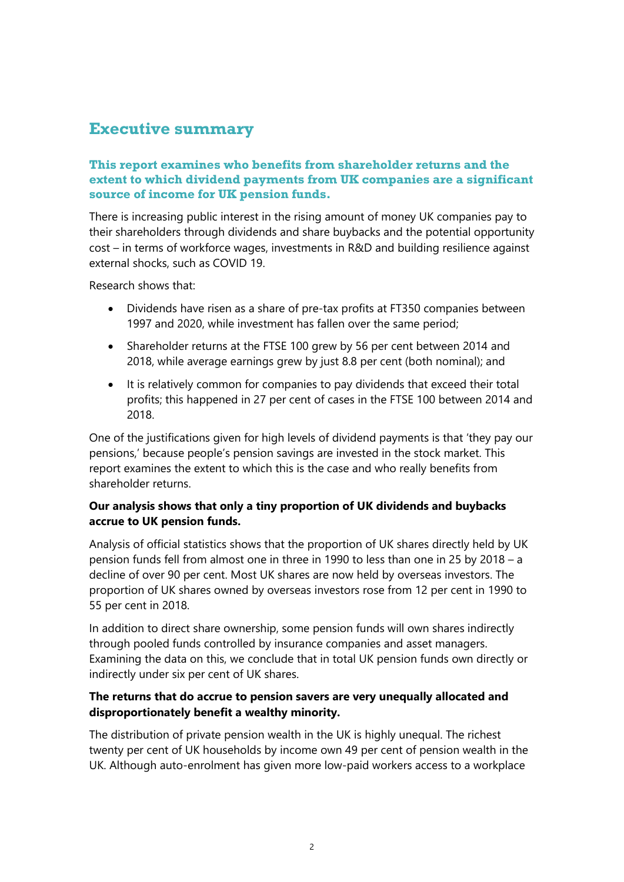# Executive summary

### This report examines who benefits from shareholder returns and the extent to which dividend payments from UK companies are a significant source of income for UK pension funds.

There is increasing public interest in the rising amount of money UK companies pay to their shareholders through dividends and share buybacks and the potential opportunity cost – in terms of workforce wages, investments in R&D and building resilience against external shocks, such as COVID 19.

Research shows that:

- Dividends have risen as a share of pre-tax profits at FT350 companies between 1997 and 2020, while investment has fallen over the same period;
- Shareholder returns at the FTSE 100 grew by 56 per cent between 2014 and 2018, while average earnings grew by just 8.8 per cent (both nominal); and
- It is relatively common for companies to pay dividends that exceed their total profits; this happened in 27 per cent of cases in the FTSE 100 between 2014 and 2018.

One of the justifications given for high levels of dividend payments is that 'they pay our pensions,' because people's pension savings are invested in the stock market. This report examines the extent to which this is the case and who really benefits from shareholder returns.

**Our analysis shows that only a tiny proportion of UK dividends and buybacks accrue to UK pension funds.**

Analysis of official statistics shows that the proportion of UK shares directly held by UK pension funds fell from almost one in three in 1990 to less than one in 25 by 2018 – a decline of over 90 per cent. Most UK shares are now held by overseas investors. The proportion of UK shares owned by overseas investors rose from 12 per cent in 1990 to 55 per cent in 2018.

In addition to direct share ownership, some pension funds will own shares indirectly through pooled funds controlled by insurance companies and asset managers. Examining the data on this, we conclude that in total UK pension funds own directly or indirectly under six per cent of UK shares.

**The returns that do accrue to pension savers are very unequally allocated and disproportionately benefit a wealthy minority.**

The distribution of private pension wealth in the UK is highly unequal. The richest twenty per cent of UK households by income own 49 per cent of pension wealth in the UK. Although auto-enrolment has given more low-paid workers access to a workplace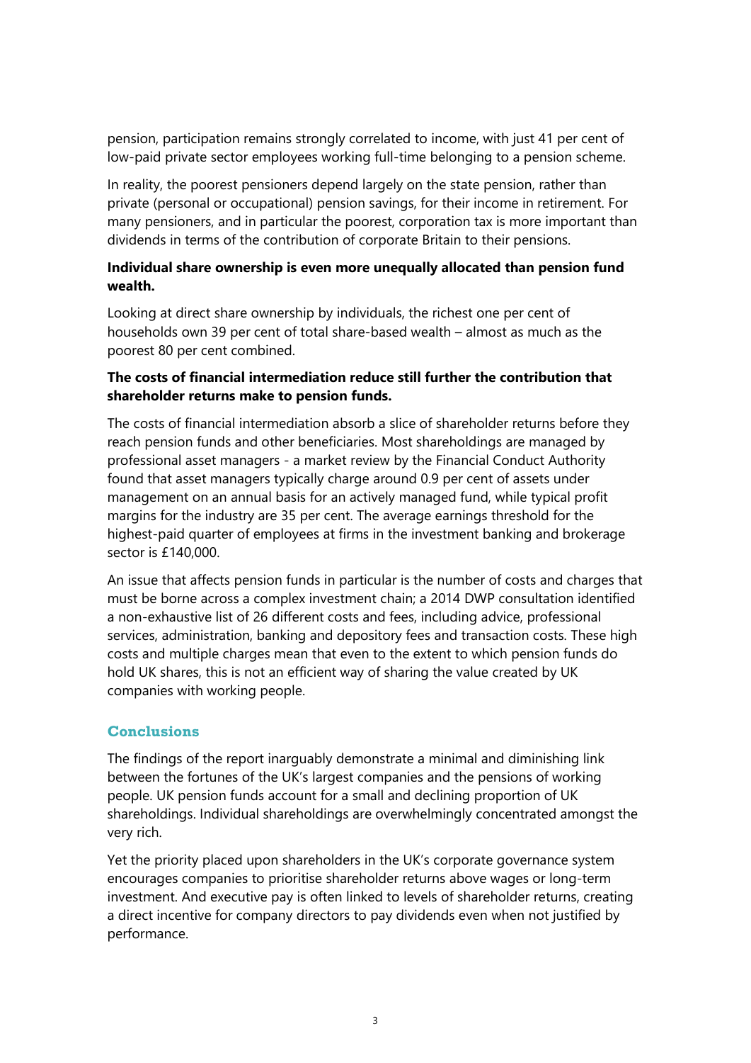pension, participation remains strongly correlated to income, with just 41 per cent of low-paid private sector employees working full-time belonging to a pension scheme.

In reality, the poorest pensioners depend largely on the state pension, rather than private (personal or occupational) pension savings, for their income in retirement. For many pensioners, and in particular the poorest, corporation tax is more important than dividends in terms of the contribution of corporate Britain to their pensions.

**Individual share ownership is even more unequally allocated than pension fund wealth.**

Looking at direct share ownership by individuals, the richest one per cent of households own 39 per cent of total share-based wealth – almost as much as the poorest 80 per cent combined.

**The costs of financial intermediation reduce still further the contribution that shareholder returns make to pension funds.**

The costs of financial intermediation absorb a slice of shareholder returns before they reach pension funds and other beneficiaries. Most shareholdings are managed by professional asset managers - a market review by the Financial Conduct Authority found that asset managers typically charge around 0.9 per cent of assets under management on an annual basis for an actively managed fund, while typical profit margins for the industry are 35 per cent. The average earnings threshold for the highest-paid quarter of employees at firms in the investment banking and brokerage sector is £140,000.

An issue that affects pension funds in particular is the number of costs and charges that must be borne across a complex investment chain; a 2014 DWP consultation identified a non-exhaustive list of 26 different costs and fees, including advice, professional services, administration, banking and depository fees and transaction costs. These high costs and multiple charges mean that even to the extent to which pension funds do hold UK shares, this is not an efficient way of sharing the value created by UK companies with working people.

## Conclusions

The findings of the report inarguably demonstrate a minimal and diminishing link between the fortunes of the UK's largest companies and the pensions of working people. UK pension funds account for a small and declining proportion of UK shareholdings. Individual shareholdings are overwhelmingly concentrated amongst the very rich.

Yet the priority placed upon shareholders in the UK's corporate governance system encourages companies to prioritise shareholder returns above wages or long-term investment. And executive pay is often linked to levels of shareholder returns, creating a direct incentive for company directors to pay dividends even when not justified by performance.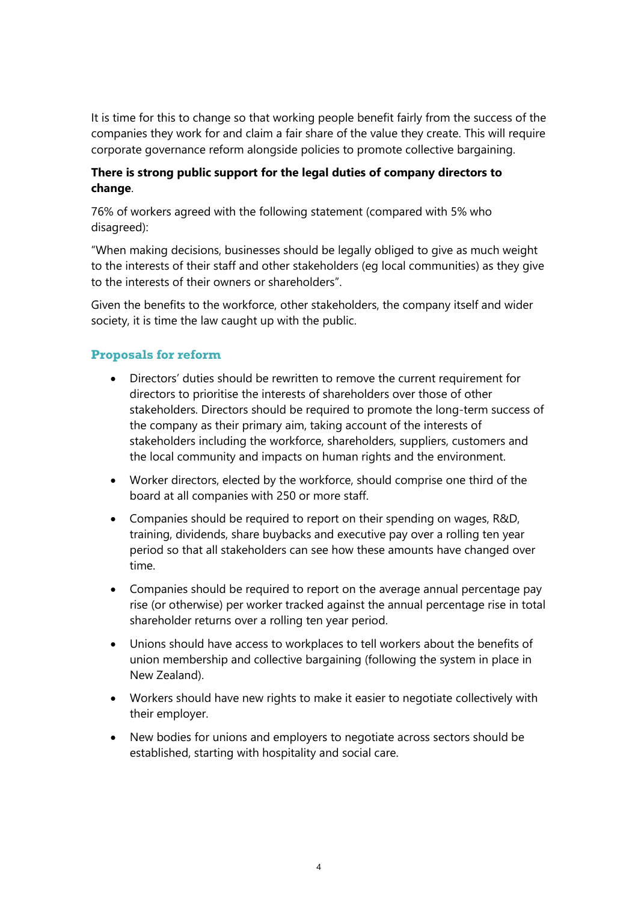It is time for this to change so that working people benefit fairly from the success of the companies they work for and claim a fair share of the value they create. This will require corporate governance reform alongside policies to promote collective bargaining.

**There is strong public support for the legal duties of company directors to change**.

76% of workers agreed with the following statement (compared with 5% who disagreed):

"When making decisions, businesses should be legally obliged to give as much weight to the interests of their staff and other stakeholders (eg local communities) as they give to the interests of their owners or shareholders".

Given the benefits to the workforce, other stakeholders, the company itself and wider society, it is time the law caught up with the public.

## Proposals for reform

- Directors' duties should be rewritten to remove the current requirement for directors to prioritise the interests of shareholders over those of other stakeholders. Directors should be required to promote the long-term success of the company as their primary aim, taking account of the interests of stakeholders including the workforce, shareholders, suppliers, customers and the local community and impacts on human rights and the environment.
- Worker directors, elected by the workforce, should comprise one third of the board at all companies with 250 or more staff.
- Companies should be required to report on their spending on wages, R&D, training, dividends, share buybacks and executive pay over a rolling ten year period so that all stakeholders can see how these amounts have changed over time.
- Companies should be required to report on the average annual percentage pay rise (or otherwise) per worker tracked against the annual percentage rise in total shareholder returns over a rolling ten year period.
- Unions should have access to workplaces to tell workers about the benefits of union membership and collective bargaining (following the system in place in New Zealand).
- Workers should have new rights to make it easier to negotiate collectively with their employer.
- New bodies for unions and employers to negotiate across sectors should be established, starting with hospitality and social care.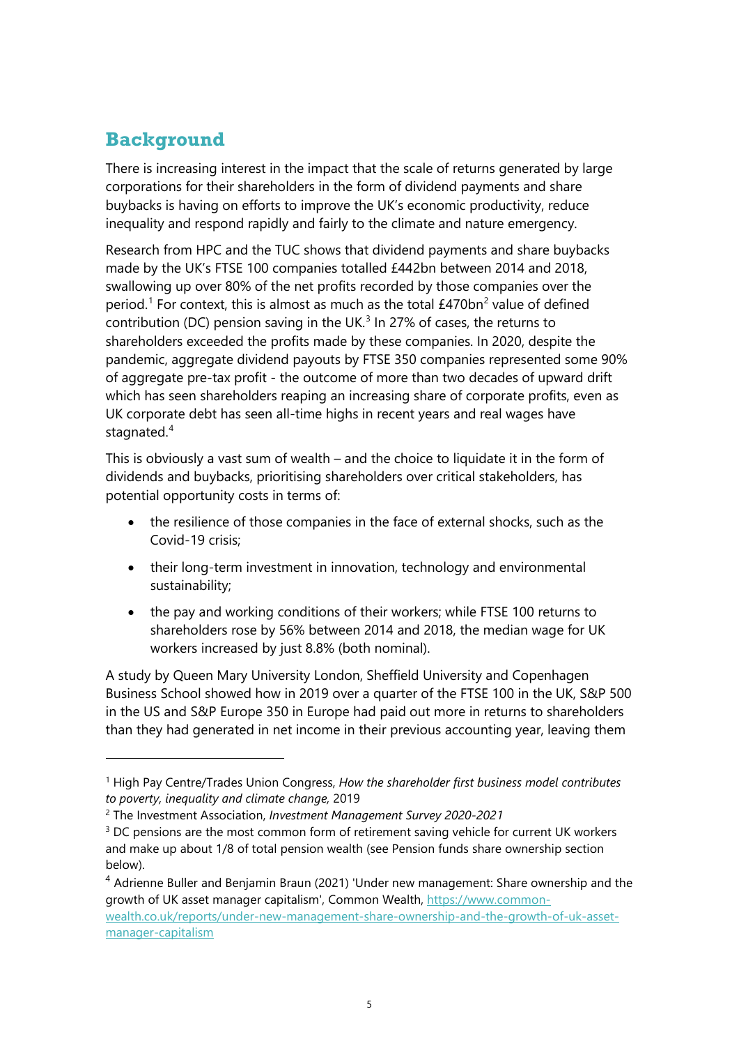## Background

There is increasing interest in the impact that the scale of returns generated by large corporations for their shareholders in the form of dividend payments and share buybacks is having on efforts to improve the UK's economic productivity, reduce inequality and respond rapidly and fairly to the climate and nature emergency.

Research from HPC and the TUC shows that dividend payments and share buybacks made by the UK's FTSE 100 companies totalled £442bn between 2014 and 2018, swallowing up over 80% of the net profits recorded by those companies over the period.[1] For context, this is almost as much as the total £470bn[2] value of defined contribution (DC) pension saving in the UK.[3] In 27% of cases, the returns to shareholders exceeded the profits made by these companies. In 2020, despite the pandemic, aggregate dividend payouts by FTSE 350 companies represented some 90% of aggregate pre-tax profit - the outcome of more than two decades of upward drift which has seen shareholders reaping an increasing share of corporate profits, even as UK corporate debt has seen all-time highs in recent years and real wages have stagnated.[4]

This is obviously a vast sum of wealth – and the choice to liquidate it in the form of dividends and buybacks, prioritising shareholders over critical stakeholders, has potential opportunity costs in terms of:

- the resilience of those companies in the face of external shocks, such as the Covid-19 crisis;
- their long-term investment in innovation, technology and environmental sustainability;
- the pay and working conditions of their workers; while FTSE 100 returns to shareholders rose by 56% between 2014 and 2018, the median wage for UK workers increased by just 8.8% (both nominal).

A study by Queen Mary University London, Sheffield University and Copenhagen Business School showed how in 2019 over a quarter of the FTSE 100 in the UK, S&P 500 in the US and S&P Europe 350 in Europe had paid out more in returns to shareholders than they had generated in net income in their previous accounting year, leaving them

---

[1] High Pay Centre/Trades Union Congress, *How the shareholder first business model contributes to poverty, inequality and climate change,* 2019

[2] The Investment Association, *Investment Management Survey 2020-2021*

[3] DC pensions are the most common form of retirement saving vehicle for current UK workers and make up about 1/8 of total pension wealth (see Pension funds share ownership section below).

[4] Adrienne Buller and Benjamin Braun (2021) 'Under new management: Share ownership and the growth of UK asset manager capitalism', Common Wealth, [https://www.common-wealth.co.uk/reports/under-new-management-share-ownership-and-the-growth-of-uk-asset-manager-capitalism](https://www.common-wealth.co.uk/reports/under-new-management-share-ownership-and-the-growth-of-uk-asset-manager-capitalism)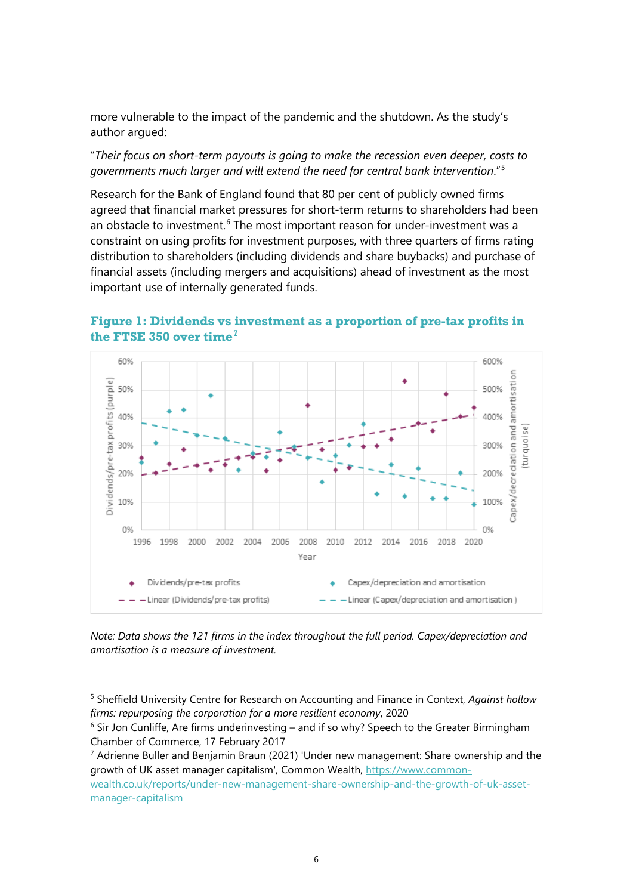more vulnerable to the impact of the pandemic and the shutdown. As the study's author argued:

"*Their focus on short-term payouts is going to make the recession even deeper, costs to governments much larger and will extend the need for central bank intervention.*"[5]

Research for the Bank of England found that 80 per cent of publicly owned firms agreed that financial market pressures for short-term returns to shareholders had been an obstacle to investment.[6] The most important reason for under-investment was a constraint on using profits for investment purposes, with three quarters of firms rating distribution to shareholders (including dividends and share buybacks) and purchase of financial assets (including mergers and acquisitions) ahead of investment as the most important use of internally generated funds.

### Figure 1: Dividends vs investment as a proportion of pre-tax profits in the FTSE 350 over time[7]

*Note: Data shows the 121 firms in the index throughout the full period. Capex/depreciation and amortisation is a measure of investment.*

---

[5] Sheffield University Centre for Research on Accounting and Finance in Context, *Against hollow firms: repurposing the corporation for a more resilient economy*, 2020

[6] Sir Jon Cunliffe, Are firms underinvesting – and if so why? Speech to the Greater Birmingham Chamber of Commerce, 17 February 2017

[7] Adrienne Buller and Benjamin Braun (2021) 'Under new management: Share ownership and the growth of UK asset manager capitalism', Common Wealth, https://www.common-wealth.co.uk/reports/under-new-management-share-ownership-and-the-growth-of-uk-asset-manager-capitalism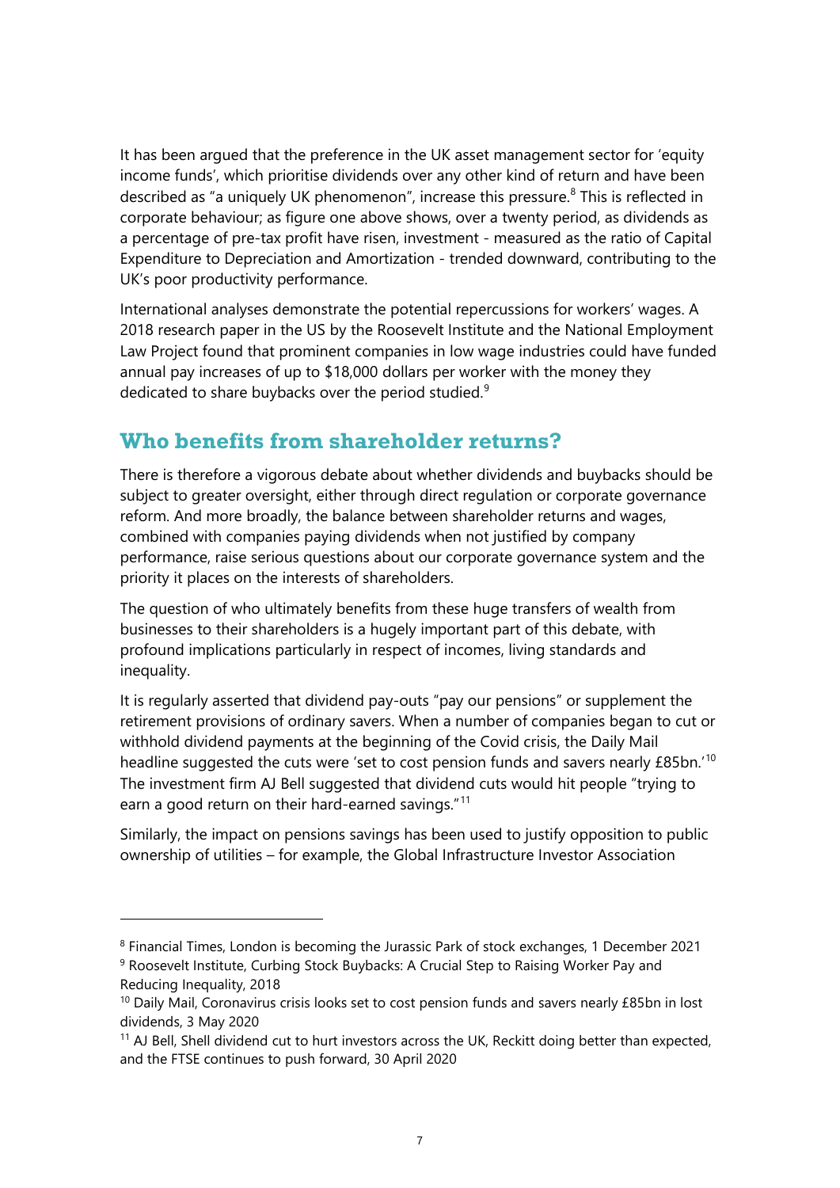It has been argued that the preference in the UK asset management sector for 'equity income funds', which prioritise dividends over any other kind of return and have been described as "a uniquely UK phenomenon", increase this pressure.[8] This is reflected in corporate behaviour; as figure one above shows, over a twenty period, as dividends as a percentage of pre-tax profit have risen, investment - measured as the ratio of Capital Expenditure to Depreciation and Amortization - trended downward, contributing to the UK's poor productivity performance.

International analyses demonstrate the potential repercussions for workers' wages. A 2018 research paper in the US by the Roosevelt Institute and the National Employment Law Project found that prominent companies in low wage industries could have funded annual pay increases of up to $18,000 dollars per worker with the money they dedicated to share buybacks over the period studied.[9]

## Who benefits from shareholder returns?

There is therefore a vigorous debate about whether dividends and buybacks should be subject to greater oversight, either through direct regulation or corporate governance reform. And more broadly, the balance between shareholder returns and wages, combined with companies paying dividends when not justified by company performance, raise serious questions about our corporate governance system and the priority it places on the interests of shareholders.

The question of who ultimately benefits from these huge transfers of wealth from businesses to their shareholders is a hugely important part of this debate, with profound implications particularly in respect of incomes, living standards and inequality.

It is regularly asserted that dividend pay-outs "pay our pensions" or supplement the retirement provisions of ordinary savers. When a number of companies began to cut or withhold dividend payments at the beginning of the Covid crisis, the Daily Mail headline suggested the cuts were 'set to cost pension funds and savers nearly £85bn.'[10] The investment firm AJ Bell suggested that dividend cuts would hit people "trying to earn a good return on their hard-earned savings."[11]

Similarly, the impact on pensions savings has been used to justify opposition to public ownership of utilities – for example, the Global Infrastructure Investor Association

---

[8] Financial Times, London is becoming the Jurassic Park of stock exchanges, 1 December 2021

[9] Roosevelt Institute, Curbing Stock Buybacks: A Crucial Step to Raising Worker Pay and Reducing Inequality, 2018

[10] Daily Mail, Coronavirus crisis looks set to cost pension funds and savers nearly £85bn in lost dividends, 3 May 2020

[11] AJ Bell, Shell dividend cut to hurt investors across the UK, Reckitt doing better than expected, and the FTSE continues to push forward, 30 April 2020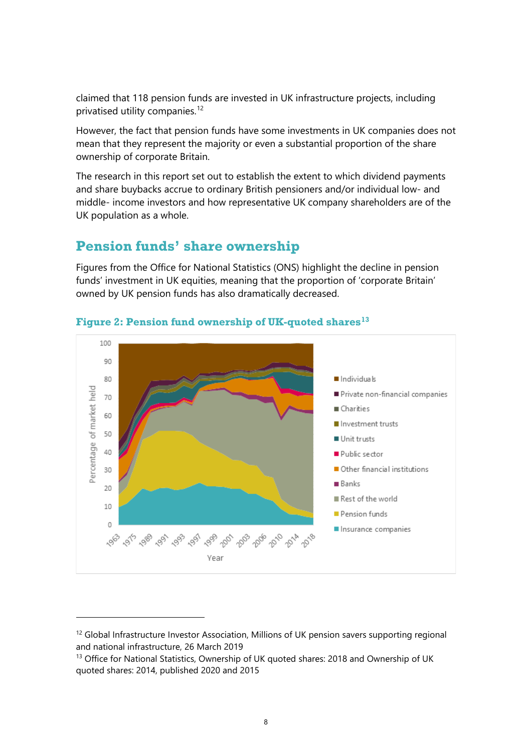claimed that 118 pension funds are invested in UK infrastructure projects, including privatised utility companies.[12]

However, the fact that pension funds have some investments in UK companies does not mean that they represent the majority or even a substantial proportion of the share ownership of corporate Britain.

The research in this report set out to establish the extent to which dividend payments and share buybacks accrue to ordinary British pensioners and/or individual low- and middle- income investors and how representative UK company shareholders are of the UK population as a whole.

## Pension funds' share ownership

Figures from the Office for National Statistics (ONS) highlight the decline in pension funds' investment in UK equities, meaning that the proportion of 'corporate Britain' owned by UK pension funds has also dramatically decreased.

### Figure 2: Pension fund ownership of UK-quoted shares[13]

---

[12] Global Infrastructure Investor Association, Millions of UK pension savers supporting regional and national infrastructure, 26 March 2019

[13] Office for National Statistics, Ownership of UK quoted shares: 2018 and Ownership of UK quoted shares: 2014, published 2020 and 2015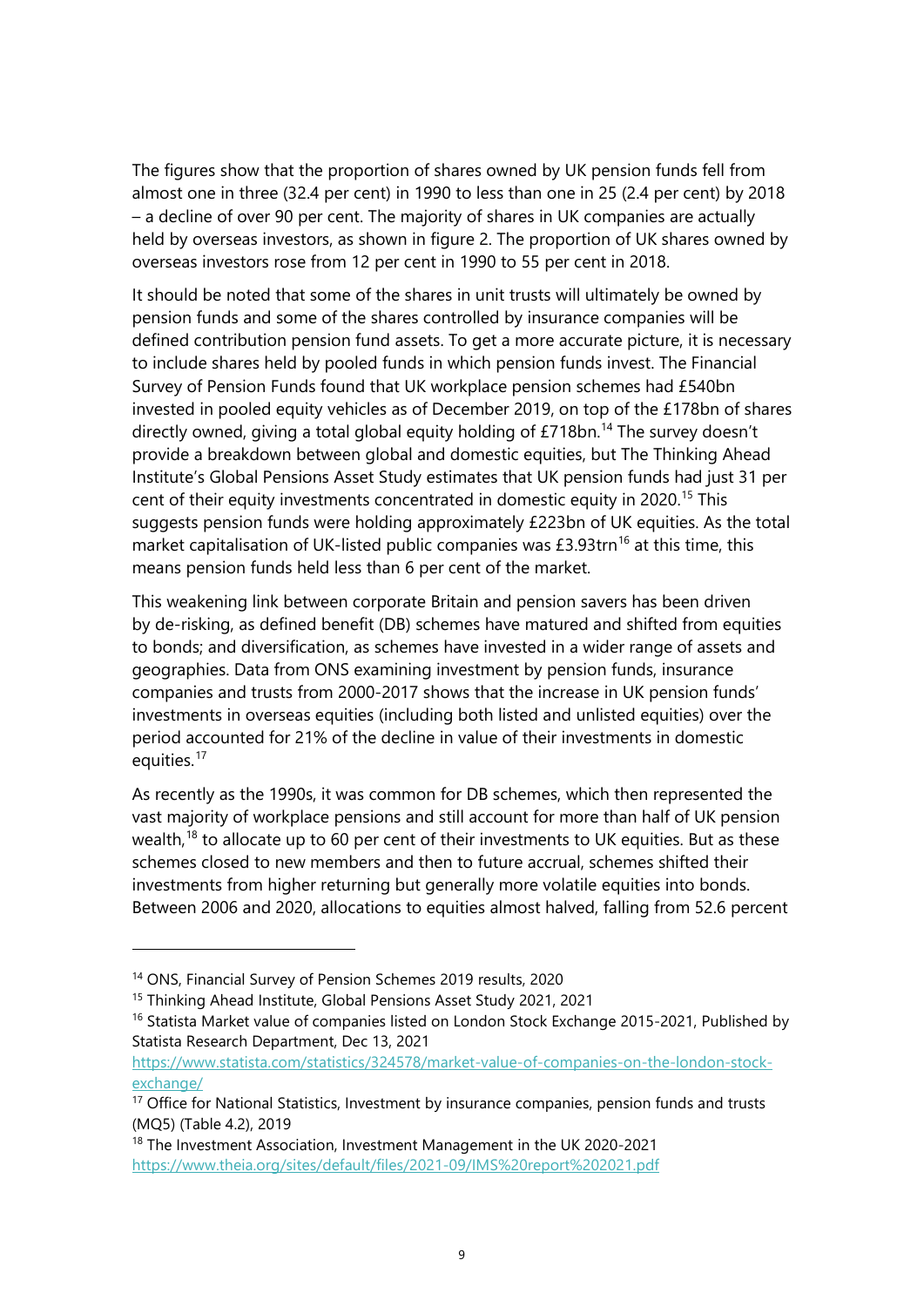The figures show that the proportion of shares owned by UK pension funds fell from almost one in three (32.4 per cent) in 1990 to less than one in 25 (2.4 per cent) by 2018 – a decline of over 90 per cent. The majority of shares in UK companies are actually held by overseas investors, as shown in figure 2. The proportion of UK shares owned by overseas investors rose from 12 per cent in 1990 to 55 per cent in 2018.

It should be noted that some of the shares in unit trusts will ultimately be owned by pension funds and some of the shares controlled by insurance companies will be defined contribution pension fund assets. To get a more accurate picture, it is necessary to include shares held by pooled funds in which pension funds invest. The Financial Survey of Pension Funds found that UK workplace pension schemes had £540bn invested in pooled equity vehicles as of December 2019, on top of the £178bn of shares directly owned, giving a total global equity holding of £718bn.[14] The survey doesn't provide a breakdown between global and domestic equities, but The Thinking Ahead Institute's Global Pensions Asset Study estimates that UK pension funds had just 31 per cent of their equity investments concentrated in domestic equity in 2020.[15] This suggests pension funds were holding approximately £223bn of UK equities. As the total market capitalisation of UK-listed public companies was £3.93trn[16] at this time, this means pension funds held less than 6 per cent of the market.

This weakening link between corporate Britain and pension savers has been driven by de-risking, as defined benefit (DB) schemes have matured and shifted from equities to bonds; and diversification, as schemes have invested in a wider range of assets and geographies. Data from ONS examining investment by pension funds, insurance companies and trusts from 2000-2017 shows that the increase in UK pension funds' investments in overseas equities (including both listed and unlisted equities) over the period accounted for 21% of the decline in value of their investments in domestic equities.[17]

As recently as the 1990s, it was common for DB schemes, which then represented the vast majority of workplace pensions and still account for more than half of UK pension wealth,[18] to allocate up to 60 per cent of their investments to UK equities. But as these schemes closed to new members and then to future accrual, schemes shifted their investments from higher returning but generally more volatile equities into bonds. Between 2006 and 2020, allocations to equities almost halved, falling from 52.6 percent

---

[14] ONS, Financial Survey of Pension Schemes 2019 results, 2020

[15] Thinking Ahead Institute, Global Pensions Asset Study 2021, 2021

[16] Statista Market value of companies listed on London Stock Exchange 2015-2021, Published by Statista Research Department, Dec 13, 2021 https://www.statista.com/statistics/324578/market-value-of-companies-on-the-london-stock-exchange/

[17] Office for National Statistics, Investment by insurance companies, pension funds and trusts (MQ5) (Table 4.2), 2019

[18] The Investment Association, Investment Management in the UK 2020-2021 https://www.theia.org/sites/default/files/2021-09/IMS%20report%202021.pdf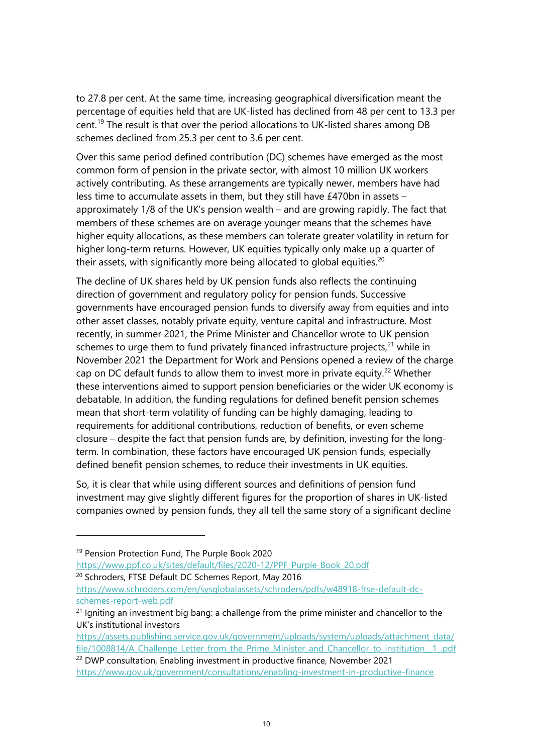to 27.8 per cent. At the same time, increasing geographical diversification meant the percentage of equities held that are UK-listed has declined from 48 per cent to 13.3 per cent.[19] The result is that over the period allocations to UK-listed shares among DB schemes declined from 25.3 per cent to 3.6 per cent.

Over this same period defined contribution (DC) schemes have emerged as the most common form of pension in the private sector, with almost 10 million UK workers actively contributing. As these arrangements are typically newer, members have had less time to accumulate assets in them, but they still have £470bn in assets – approximately 1/8 of the UK's pension wealth – and are growing rapidly. The fact that members of these schemes are on average younger means that the schemes have higher equity allocations, as these members can tolerate greater volatility in return for higher long-term returns. However, UK equities typically only make up a quarter of their assets, with significantly more being allocated to global equities.[20]

The decline of UK shares held by UK pension funds also reflects the continuing direction of government and regulatory policy for pension funds. Successive governments have encouraged pension funds to diversify away from equities and into other asset classes, notably private equity, venture capital and infrastructure. Most recently, in summer 2021, the Prime Minister and Chancellor wrote to UK pension schemes to urge them to fund privately financed infrastructure projects,[21] while in November 2021 the Department for Work and Pensions opened a review of the charge cap on DC default funds to allow them to invest more in private equity.[22] Whether these interventions aimed to support pension beneficiaries or the wider UK economy is debatable. In addition, the funding regulations for defined benefit pension schemes mean that short-term volatility of funding can be highly damaging, leading to requirements for additional contributions, reduction of benefits, or even scheme closure – despite the fact that pension funds are, by definition, investing for the long-term. In combination, these factors have encouraged UK pension funds, especially defined benefit pension schemes, to reduce their investments in UK equities.

So, it is clear that while using different sources and definitions of pension fund investment may give slightly different figures for the proportion of shares in UK-listed companies owned by pension funds, they all tell the same story of a significant decline

---

[19] Pension Protection Fund, The Purple Book 2020 https://www.ppf.co.uk/sites/default/files/2020-12/PPF_Purple_Book_20.pdf

[20] Schroders, FTSE Default DC Schemes Report, May 2016 https://www.schroders.com/en/sysglobalassets/schroders/pdfs/w48918-ftse-default-dc-schemes-report-web.pdf

[21] Igniting an investment big bang: a challenge from the prime minister and chancellor to the UK's institutional investors https://assets.publishing.service.gov.uk/government/uploads/system/uploads/attachment_data/file/1008814/A_Challenge_Letter_from_the_Prime_Minister_and_Chancellor_to_institution__1_.pdf

[22] DWP consultation, Enabling investment in productive finance, November 2021 https://www.gov.uk/government/consultations/enabling-investment-in-productive-finance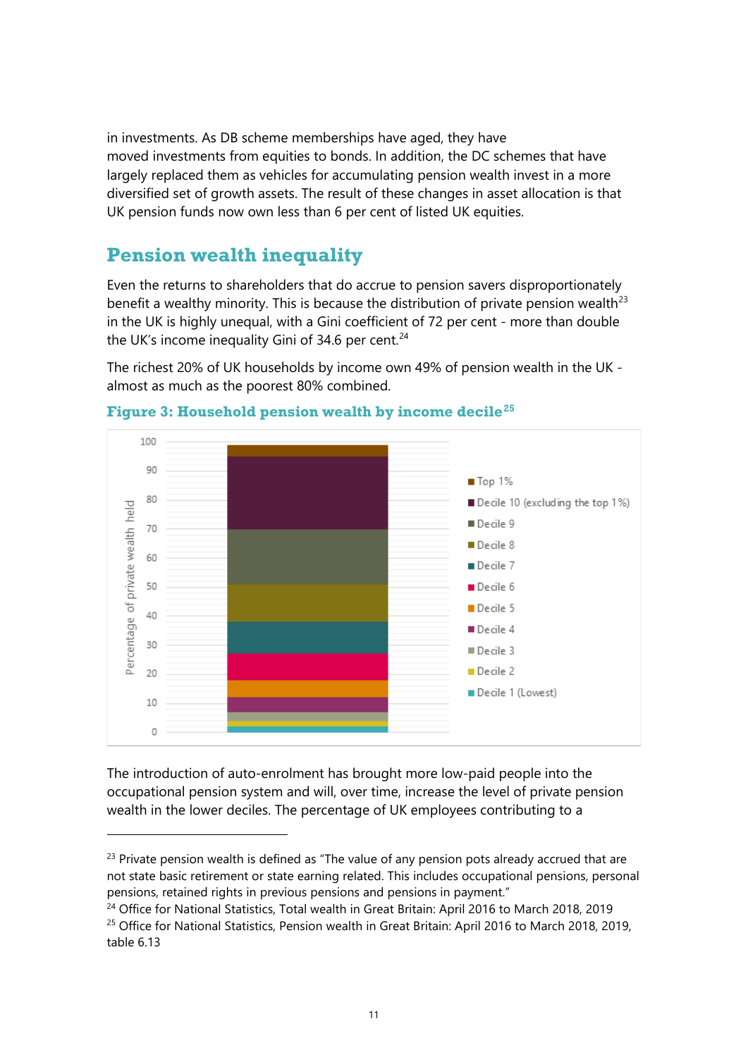in investments. As DB scheme memberships have aged, they have moved investments from equities to bonds. In addition, the DC schemes that have largely replaced them as vehicles for accumulating pension wealth invest in a more diversified set of growth assets. The result of these changes in asset allocation is that UK pension funds now own less than 6 per cent of listed UK equities.

## Pension wealth inequality

Even the returns to shareholders that do accrue to pension savers disproportionately benefit a wealthy minority. This is because the distribution of private pension wealth[23] in the UK is highly unequal, with a Gini coefficient of 72 per cent - more than double the UK's income inequality Gini of 34.6 per cent.[24]

The richest 20% of UK households by income own 49% of pension wealth in the UK - almost as much as the poorest 80% combined.

**Figure 3: Household pension wealth by income decile[25]**

The introduction of auto-enrolment has brought more low-paid people into the occupational pension system and will, over time, increase the level of private pension wealth in the lower deciles. The percentage of UK employees contributing to a

---

[23] Private pension wealth is defined as "The value of any pension pots already accrued that are not state basic retirement or state earning related. This includes occupational pensions, personal pensions, retained rights in previous pensions and pensions in payment."

[24] Office for National Statistics, Total wealth in Great Britain: April 2016 to March 2018, 2019

[25] Office for National Statistics, Pension wealth in Great Britain: April 2016 to March 2018, 2019, table 6.13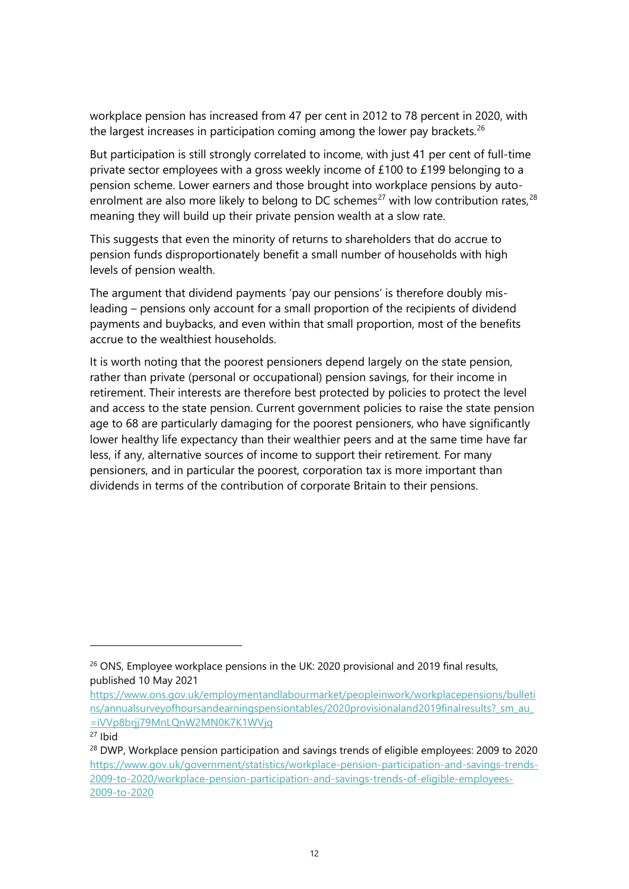workplace pension has increased from 47 per cent in 2012 to 78 percent in 2020, with the largest increases in participation coming among the lower pay brackets.[26]

But participation is still strongly correlated to income, with just 41 per cent of full-time private sector employees with a gross weekly income of £100 to £199 belonging to a pension scheme. Lower earners and those brought into workplace pensions by auto-enrolment are also more likely to belong to DC schemes[27] with low contribution rates,[28] meaning they will build up their private pension wealth at a slow rate.

This suggests that even the minority of returns to shareholders that do accrue to pension funds disproportionately benefit a small number of households with high levels of pension wealth.

The argument that dividend payments 'pay our pensions' is therefore doubly mis-leading – pensions only account for a small proportion of the recipients of dividend payments and buybacks, and even within that small proportion, most of the benefits accrue to the wealthiest households.

It is worth noting that the poorest pensioners depend largely on the state pension, rather than private (personal or occupational) pension savings, for their income in retirement. Their interests are therefore best protected by policies to protect the level and access to the state pension. Current government policies to raise the state pension age to 68 are particularly damaging for the poorest pensioners, who have significantly lower healthy life expectancy than their wealthier peers and at the same time have far less, if any, alternative sources of income to support their retirement. For many pensioners, and in particular the poorest, corporation tax is more important than dividends in terms of the contribution of corporate Britain to their pensions.

---

[26] ONS, Employee workplace pensions in the UK: 2020 provisional and 2019 final results, published 10 May 2021 https://www.ons.gov.uk/employmentandlabourmarket/peopleinwork/workplacepensions/bulletins/annualsurveyofhoursandearningspensiontables/2020provisionaland2019finalresults?_sm_au_=iVVp8brjj79MnLQnW2MN0K7K1WVjq

[27] Ibid

[28] DWP, Workplace pension participation and savings trends of eligible employees: 2009 to 2020 https://www.gov.uk/government/statistics/workplace-pension-participation-and-savings-trends-2009-to-2020/workplace-pension-participation-and-savings-trends-of-eligible-employees-2009-to-2020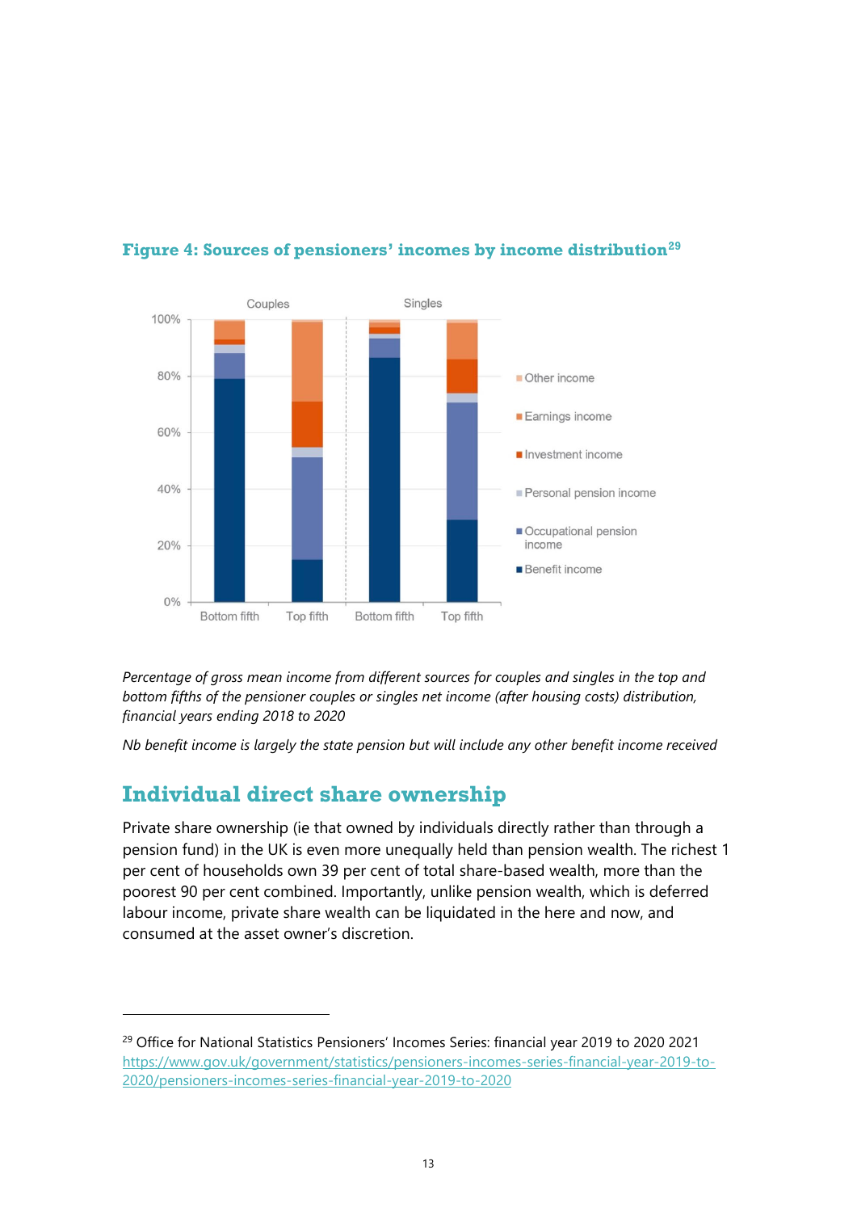### Figure 4: Sources of pensioners' incomes by income distribution[29]

*Percentage of gross mean income from different sources for couples and singles in the top and bottom fifths of the pensioner couples or singles net income (after housing costs) distribution, financial years ending 2018 to 2020*

*Nb benefit income is largely the state pension but will include any other benefit income received*

## Individual direct share ownership

Private share ownership (ie that owned by individuals directly rather than through a pension fund) in the UK is even more unequally held than pension wealth. The richest 1 per cent of households own 39 per cent of total share-based wealth, more than the poorest 90 per cent combined. Importantly, unlike pension wealth, which is deferred labour income, private share wealth can be liquidated in the here and now, and consumed at the asset owner's discretion.

[29] Office for National Statistics Pensioners' Incomes Series: financial year 2019 to 2020 2021 https://www.gov.uk/government/statistics/pensioners-incomes-series-financial-year-2019-to-2020/pensioners-incomes-series-financial-year-2019-to-2020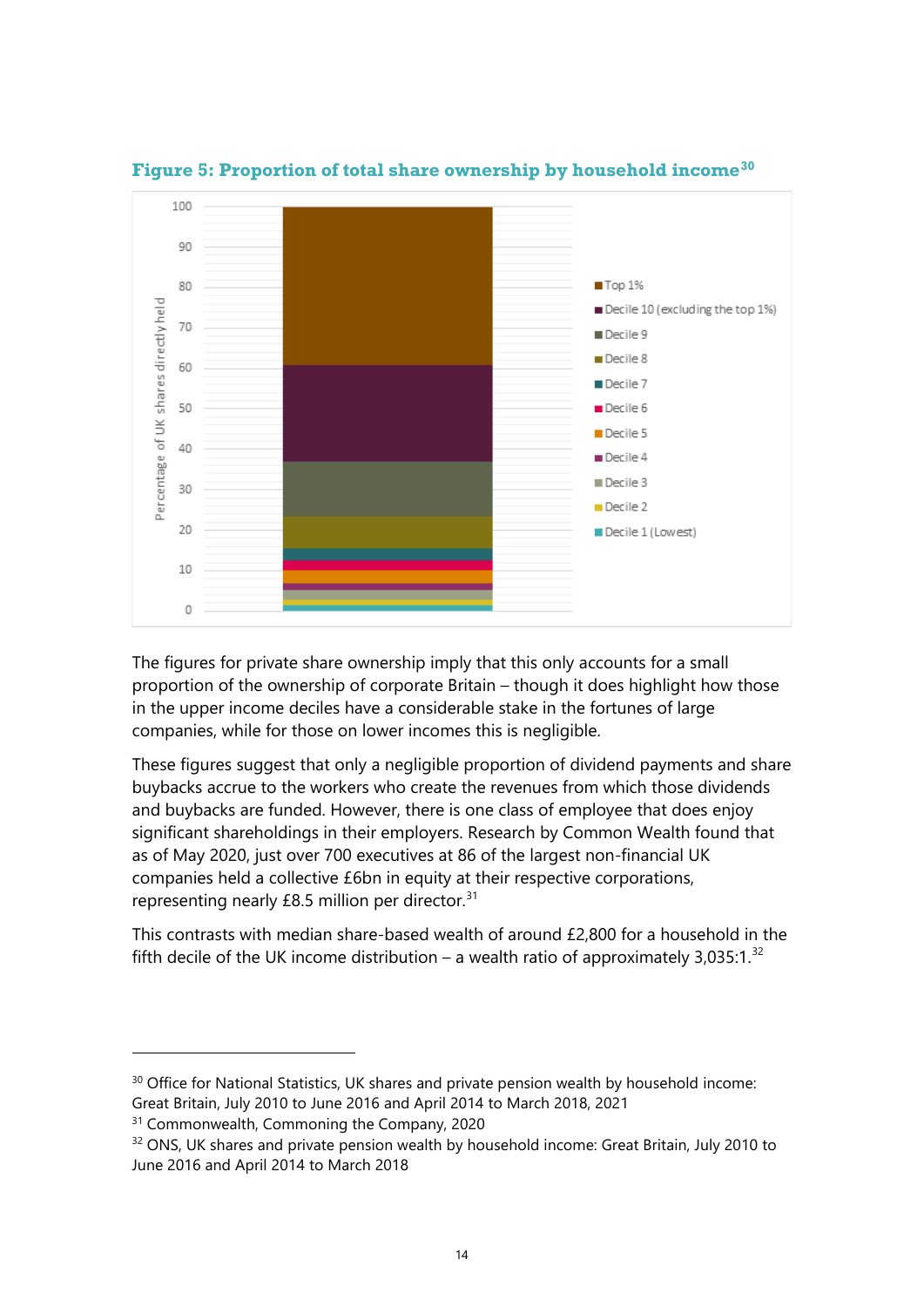**Figure 5: Proportion of total share ownership by household income**[30]

The figures for private share ownership imply that this only accounts for a small proportion of the ownership of corporate Britain – though it does highlight how those in the upper income deciles have a considerable stake in the fortunes of large companies, while for those on lower incomes this is negligible.

These figures suggest that only a negligible proportion of dividend payments and share buybacks accrue to the workers who create the revenues from which those dividends and buybacks are funded. However, there is one class of employee that does enjoy significant shareholdings in their employers. Research by Common Wealth found that as of May 2020, just over 700 executives at 86 of the largest non-financial UK companies held a collective £6bn in equity at their respective corporations, representing nearly £8.5 million per director.[31]

This contrasts with median share-based wealth of around £2,800 for a household in the fifth decile of the UK income distribution – a wealth ratio of approximately 3,035:1.[32]

---

[30] Office for National Statistics, UK shares and private pension wealth by household income: Great Britain, July 2010 to June 2016 and April 2014 to March 2018, 2021

[31] Commonwealth, Commoning the Company, 2020

[32] ONS, UK shares and private pension wealth by household income: Great Britain, July 2010 to June 2016 and April 2014 to March 2018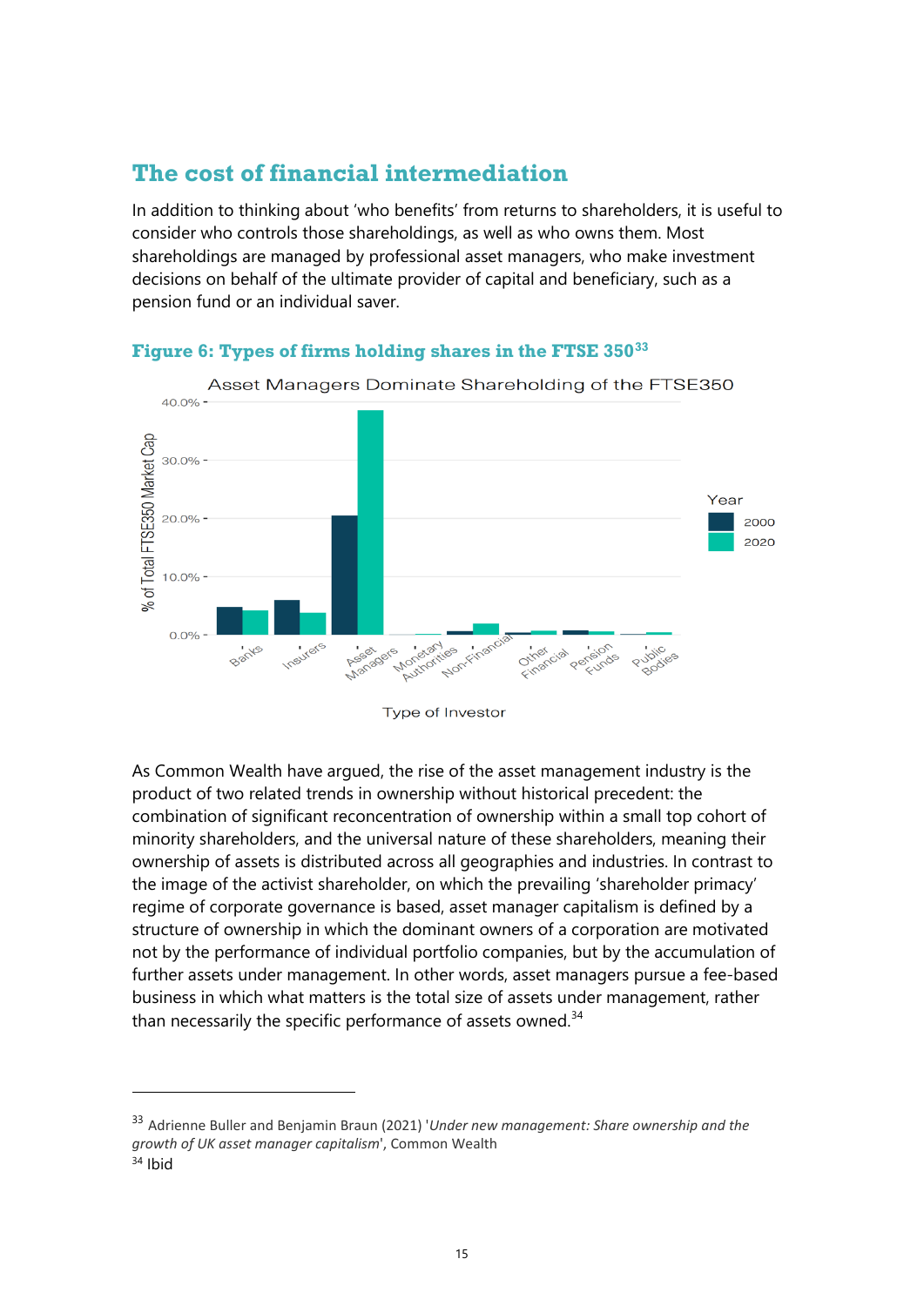## The cost of financial intermediation

In addition to thinking about 'who benefits' from returns to shareholders, it is useful to consider who controls those shareholdings, as well as who owns them. Most shareholdings are managed by professional asset managers, who make investment decisions on behalf of the ultimate provider of capital and beneficiary, such as a pension fund or an individual saver.

### Figure 6: Types of firms holding shares in the FTSE 350[33]

As Common Wealth have argued, the rise of the asset management industry is the product of two related trends in ownership without historical precedent: the combination of significant reconcentration of ownership within a small top cohort of minority shareholders, and the universal nature of these shareholders, meaning their ownership of assets is distributed across all geographies and industries. In contrast to the image of the activist shareholder, on which the prevailing 'shareholder primacy' regime of corporate governance is based, asset manager capitalism is defined by a structure of ownership in which the dominant owners of a corporation are motivated not by the performance of individual portfolio companies, but by the accumulation of further assets under management. In other words, asset managers pursue a fee-based business in which what matters is the total size of assets under management, rather than necessarily the specific performance of assets owned.[34]

---

[33] Adrienne Buller and Benjamin Braun (2021) '*Under new management: Share ownership and the growth of UK asset manager capitalism*', Common Wealth

[34] Ibid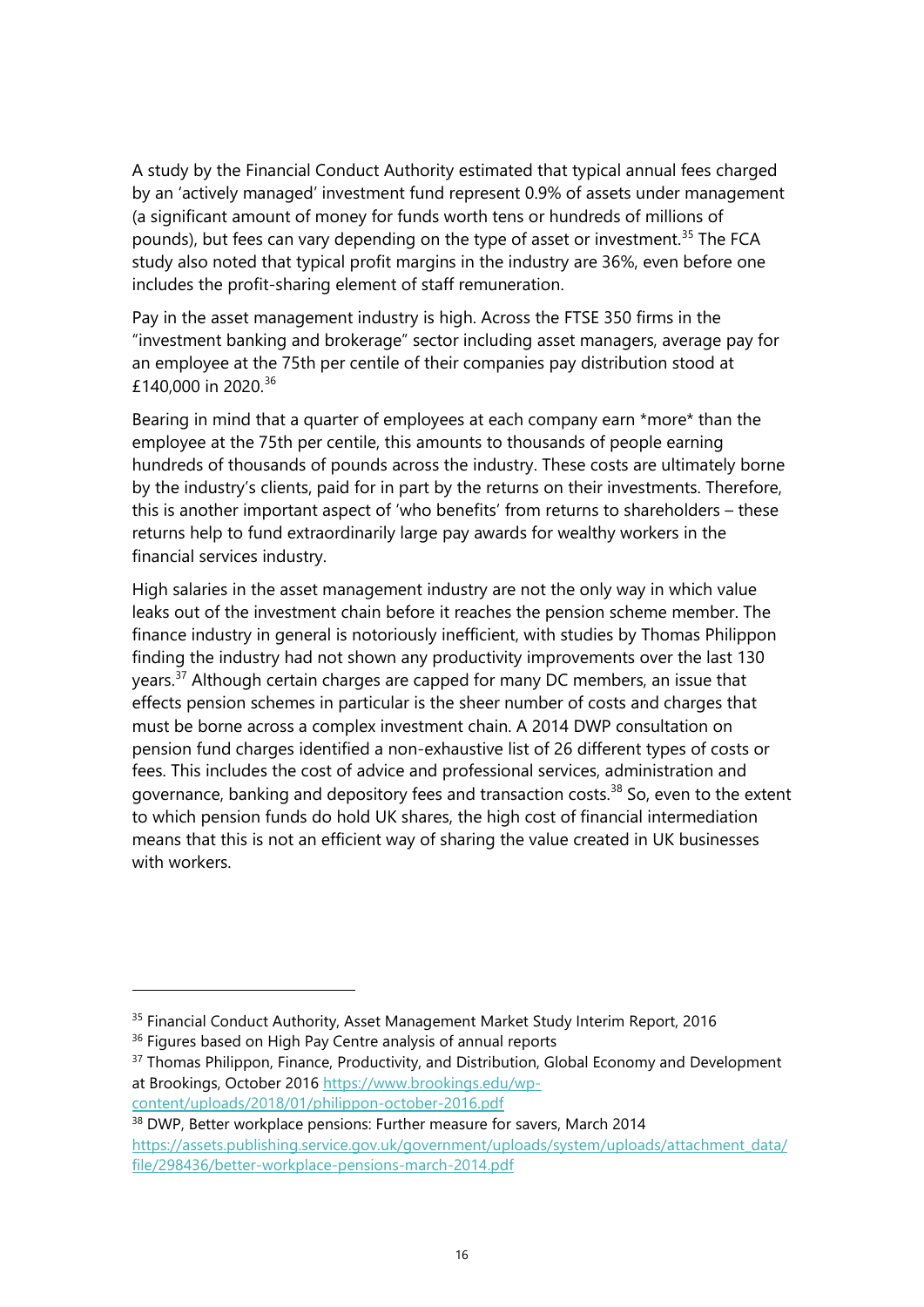A study by the Financial Conduct Authority estimated that typical annual fees charged by an 'actively managed' investment fund represent 0.9% of assets under management (a significant amount of money for funds worth tens or hundreds of millions of pounds), but fees can vary depending on the type of asset or investment.[35] The FCA study also noted that typical profit margins in the industry are 36%, even before one includes the profit-sharing element of staff remuneration.

Pay in the asset management industry is high. Across the FTSE 350 firms in the "investment banking and brokerage" sector including asset managers, average pay for an employee at the 75th per centile of their companies pay distribution stood at £140,000 in 2020.[36]

Bearing in mind that a quarter of employees at each company earn *more* than the employee at the 75th per centile, this amounts to thousands of people earning hundreds of thousands of pounds across the industry. These costs are ultimately borne by the industry's clients, paid for in part by the returns on their investments. Therefore, this is another important aspect of 'who benefits' from returns to shareholders – these returns help to fund extraordinarily large pay awards for wealthy workers in the financial services industry.

High salaries in the asset management industry are not the only way in which value leaks out of the investment chain before it reaches the pension scheme member. The finance industry in general is notoriously inefficient, with studies by Thomas Philippon finding the industry had not shown any productivity improvements over the last 130 years.[37] Although certain charges are capped for many DC members, an issue that effects pension schemes in particular is the sheer number of costs and charges that must be borne across a complex investment chain. A 2014 DWP consultation on pension fund charges identified a non-exhaustive list of 26 different types of costs or fees. This includes the cost of advice and professional services, administration and governance, banking and depository fees and transaction costs.[38] So, even to the extent to which pension funds do hold UK shares, the high cost of financial intermediation means that this is not an efficient way of sharing the value created in UK businesses with workers.

---

[35] Financial Conduct Authority, Asset Management Market Study Interim Report, 2016

[36] Figures based on High Pay Centre analysis of annual reports

[37] Thomas Philippon, Finance, Productivity, and Distribution, Global Economy and Development at Brookings, October 2016 https://www.brookings.edu/wp-content/uploads/2018/01/philippon-october-2016.pdf

[38] DWP, Better workplace pensions: Further measure for savers, March 2014 https://assets.publishing.service.gov.uk/government/uploads/system/uploads/attachment_data/file/298436/better-workplace-pensions-march-2014.pdf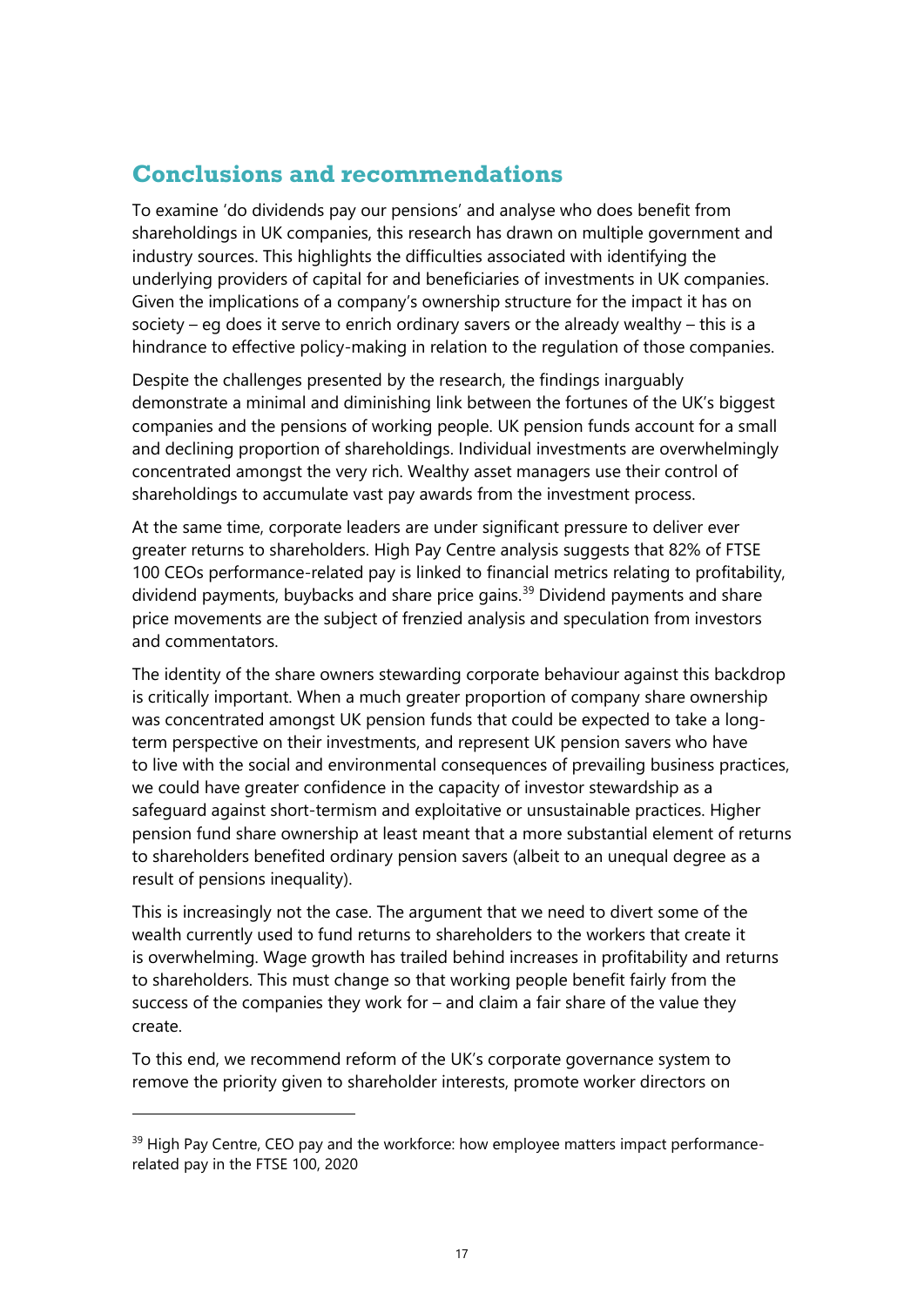## Conclusions and recommendations

To examine 'do dividends pay our pensions' and analyse who does benefit from shareholdings in UK companies, this research has drawn on multiple government and industry sources. This highlights the difficulties associated with identifying the underlying providers of capital for and beneficiaries of investments in UK companies. Given the implications of a company's ownership structure for the impact it has on society – eg does it serve to enrich ordinary savers or the already wealthy – this is a hindrance to effective policy-making in relation to the regulation of those companies.

Despite the challenges presented by the research, the findings inarguably demonstrate a minimal and diminishing link between the fortunes of the UK's biggest companies and the pensions of working people. UK pension funds account for a small and declining proportion of shareholdings. Individual investments are overwhelmingly concentrated amongst the very rich. Wealthy asset managers use their control of shareholdings to accumulate vast pay awards from the investment process.

At the same time, corporate leaders are under significant pressure to deliver ever greater returns to shareholders. High Pay Centre analysis suggests that 82% of FTSE 100 CEOs performance-related pay is linked to financial metrics relating to profitability, dividend payments, buybacks and share price gains.[39] Dividend payments and share price movements are the subject of frenzied analysis and speculation from investors and commentators.

The identity of the share owners stewarding corporate behaviour against this backdrop is critically important. When a much greater proportion of company share ownership was concentrated amongst UK pension funds that could be expected to take a long-term perspective on their investments, and represent UK pension savers who have to live with the social and environmental consequences of prevailing business practices, we could have greater confidence in the capacity of investor stewardship as a safeguard against short-termism and exploitative or unsustainable practices. Higher pension fund share ownership at least meant that a more substantial element of returns to shareholders benefited ordinary pension savers (albeit to an unequal degree as a result of pensions inequality).

This is increasingly not the case. The argument that we need to divert some of the wealth currently used to fund returns to shareholders to the workers that create it is overwhelming. Wage growth has trailed behind increases in profitability and returns to shareholders. This must change so that working people benefit fairly from the success of the companies they work for – and claim a fair share of the value they create.

To this end, we recommend reform of the UK's corporate governance system to remove the priority given to shareholder interests, promote worker directors on

[39] High Pay Centre, CEO pay and the workforce: how employee matters impact performance-related pay in the FTSE 100, 2020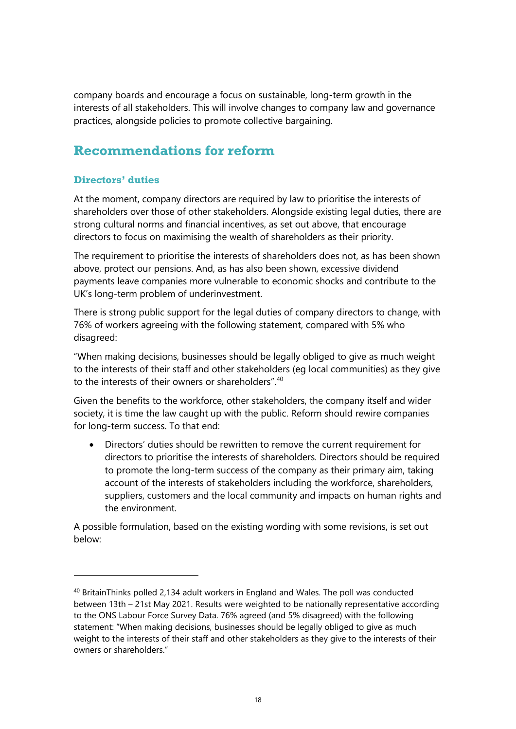company boards and encourage a focus on sustainable, long-term growth in the interests of all stakeholders. This will involve changes to company law and governance practices, alongside policies to promote collective bargaining.

## Recommendations for reform

### Directors' duties

At the moment, company directors are required by law to prioritise the interests of shareholders over those of other stakeholders. Alongside existing legal duties, there are strong cultural norms and financial incentives, as set out above, that encourage directors to focus on maximising the wealth of shareholders as their priority.

The requirement to prioritise the interests of shareholders does not, as has been shown above, protect our pensions. And, as has also been shown, excessive dividend payments leave companies more vulnerable to economic shocks and contribute to the UK's long-term problem of underinvestment.

There is strong public support for the legal duties of company directors to change, with 76% of workers agreeing with the following statement, compared with 5% who disagreed:

"When making decisions, businesses should be legally obliged to give as much weight to the interests of their staff and other stakeholders (eg local communities) as they give to the interests of their owners or shareholders".[40]

Given the benefits to the workforce, other stakeholders, the company itself and wider society, it is time the law caught up with the public. Reform should rewire companies for long-term success. To that end:

- Directors' duties should be rewritten to remove the current requirement for directors to prioritise the interests of shareholders. Directors should be required to promote the long-term success of the company as their primary aim, taking account of the interests of stakeholders including the workforce, shareholders, suppliers, customers and the local community and impacts on human rights and the environment.

A possible formulation, based on the existing wording with some revisions, is set out below:

---

[40] BritainThinks polled 2,134 adult workers in England and Wales. The poll was conducted between 13th – 21st May 2021. Results were weighted to be nationally representative according to the ONS Labour Force Survey Data. 76% agreed (and 5% disagreed) with the following statement: "When making decisions, businesses should be legally obliged to give as much weight to the interests of their staff and other stakeholders as they give to the interests of their owners or shareholders."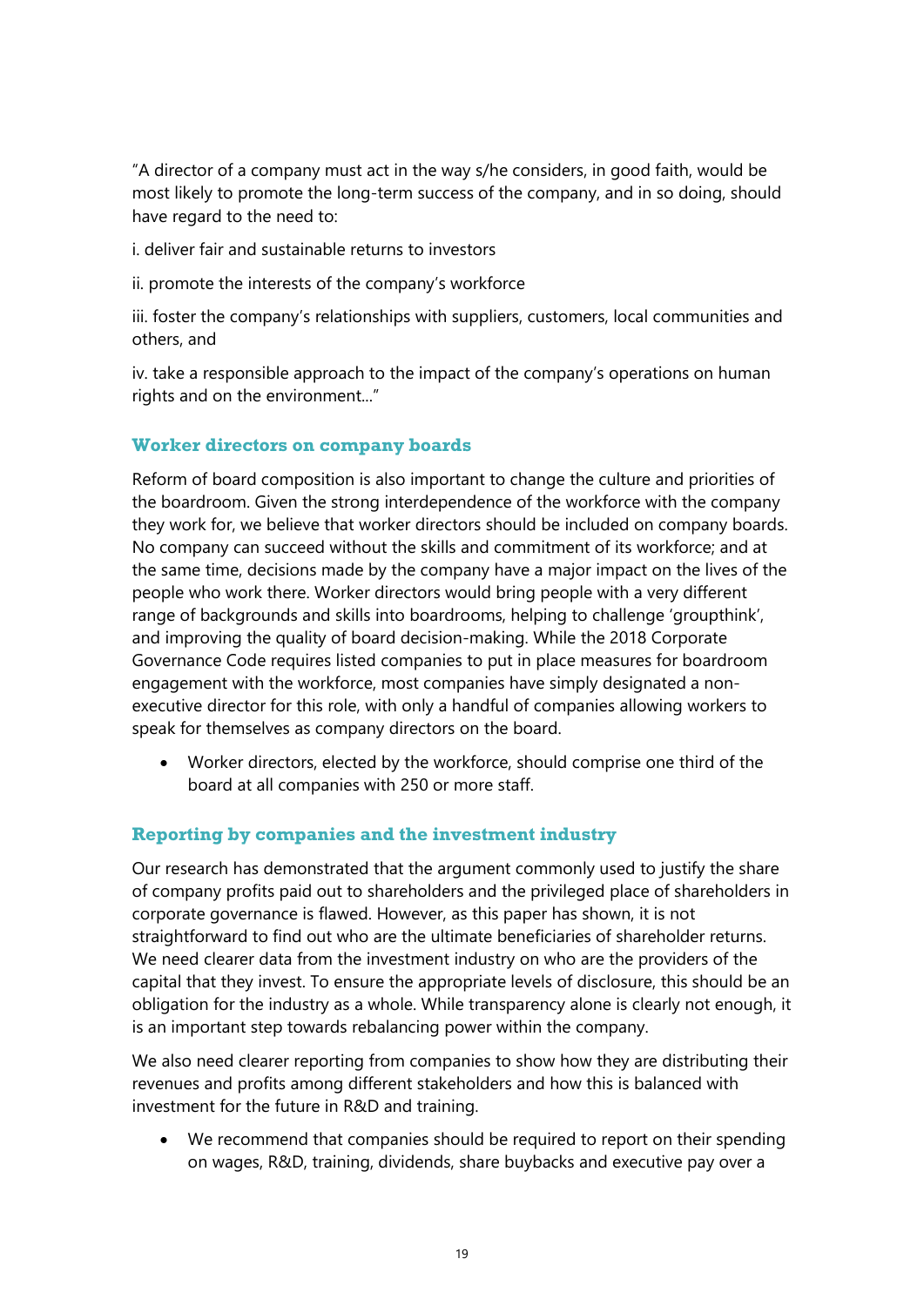"A director of a company must act in the way s/he considers, in good faith, would be most likely to promote the long-term success of the company, and in so doing, should have regard to the need to:

i. deliver fair and sustainable returns to investors

ii. promote the interests of the company's workforce

iii. foster the company's relationships with suppliers, customers, local communities and others, and

iv. take a responsible approach to the impact of the company's operations on human rights and on the environment..."

### Worker directors on company boards

Reform of board composition is also important to change the culture and priorities of the boardroom. Given the strong interdependence of the workforce with the company they work for, we believe that worker directors should be included on company boards. No company can succeed without the skills and commitment of its workforce; and at the same time, decisions made by the company have a major impact on the lives of the people who work there. Worker directors would bring people with a very different range of backgrounds and skills into boardrooms, helping to challenge 'groupthink', and improving the quality of board decision-making. While the 2018 Corporate Governance Code requires listed companies to put in place measures for boardroom engagement with the workforce, most companies have simply designated a non-executive director for this role, with only a handful of companies allowing workers to speak for themselves as company directors on the board.

- Worker directors, elected by the workforce, should comprise one third of the board at all companies with 250 or more staff.

### Reporting by companies and the investment industry

Our research has demonstrated that the argument commonly used to justify the share of company profits paid out to shareholders and the privileged place of shareholders in corporate governance is flawed. However, as this paper has shown, it is not straightforward to find out who are the ultimate beneficiaries of shareholder returns. We need clearer data from the investment industry on who are the providers of the capital that they invest. To ensure the appropriate levels of disclosure, this should be an obligation for the industry as a whole. While transparency alone is clearly not enough, it is an important step towards rebalancing power within the company.

We also need clearer reporting from companies to show how they are distributing their revenues and profits among different stakeholders and how this is balanced with investment for the future in R&D and training.

- We recommend that companies should be required to report on their spending on wages, R&D, training, dividends, share buybacks and executive pay over a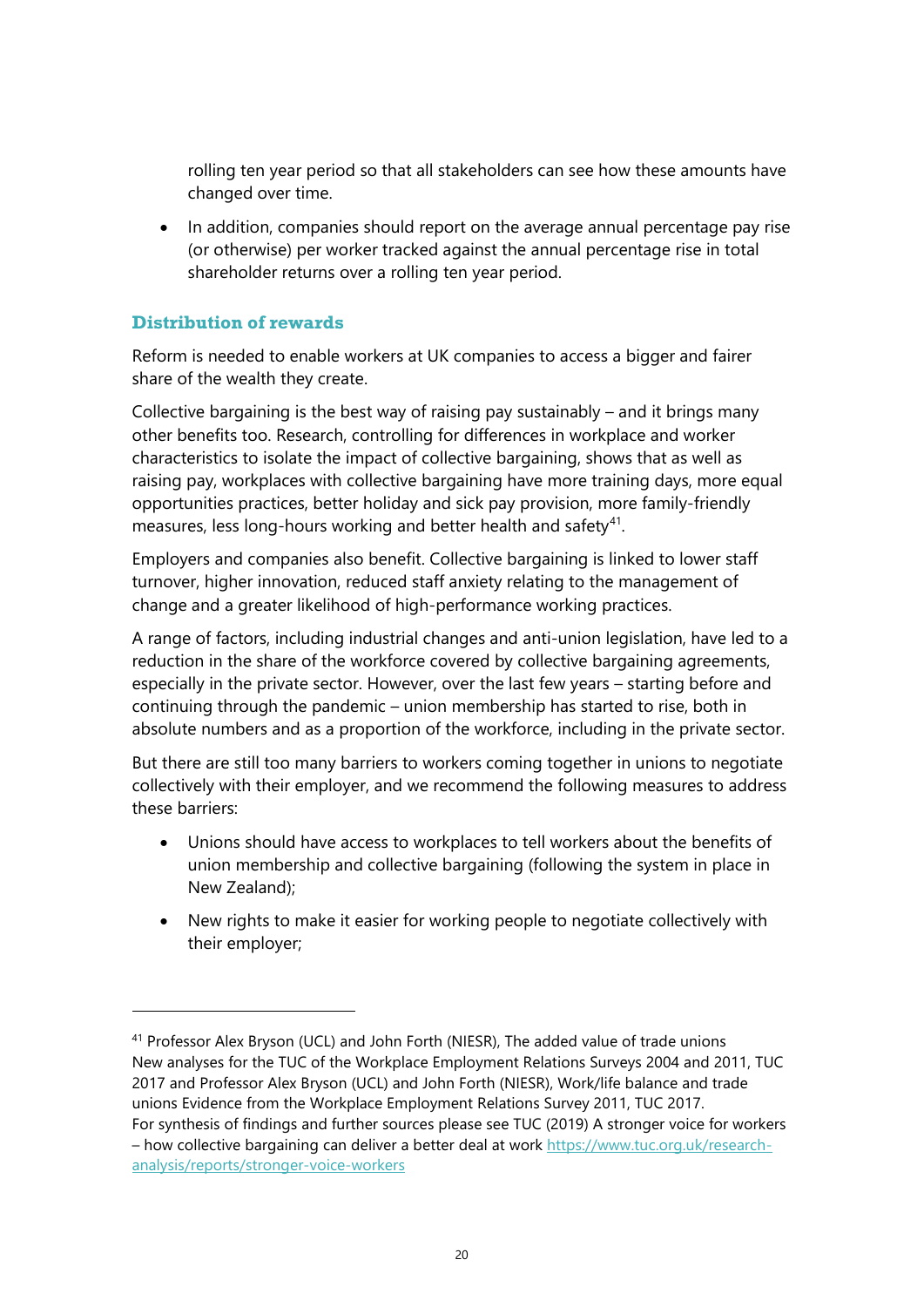rolling ten year period so that all stakeholders can see how these amounts have changed over time.

- In addition, companies should report on the average annual percentage pay rise (or otherwise) per worker tracked against the annual percentage rise in total shareholder returns over a rolling ten year period.

### Distribution of rewards

Reform is needed to enable workers at UK companies to access a bigger and fairer share of the wealth they create.

Collective bargaining is the best way of raising pay sustainably – and it brings many other benefits too. Research, controlling for differences in workplace and worker characteristics to isolate the impact of collective bargaining, shows that as well as raising pay, workplaces with collective bargaining have more training days, more equal opportunities practices, better holiday and sick pay provision, more family-friendly measures, less long-hours working and better health and safety[41].

Employers and companies also benefit. Collective bargaining is linked to lower staff turnover, higher innovation, reduced staff anxiety relating to the management of change and a greater likelihood of high-performance working practices.

A range of factors, including industrial changes and anti-union legislation, have led to a reduction in the share of the workforce covered by collective bargaining agreements, especially in the private sector. However, over the last few years – starting before and continuing through the pandemic – union membership has started to rise, both in absolute numbers and as a proportion of the workforce, including in the private sector.

But there are still too many barriers to workers coming together in unions to negotiate collectively with their employer, and we recommend the following measures to address these barriers:

- Unions should have access to workplaces to tell workers about the benefits of union membership and collective bargaining (following the system in place in New Zealand);
- New rights to make it easier for working people to negotiate collectively with their employer;

---

[41] Professor Alex Bryson (UCL) and John Forth (NIESR), The added value of trade unions New analyses for the TUC of the Workplace Employment Relations Surveys 2004 and 2011, TUC 2017 and Professor Alex Bryson (UCL) and John Forth (NIESR), Work/life balance and trade unions Evidence from the Workplace Employment Relations Survey 2011, TUC 2017.
For synthesis of findings and further sources please see TUC (2019) A stronger voice for workers – how collective bargaining can deliver a better deal at work https://www.tuc.org.uk/research-analysis/reports/stronger-voice-workers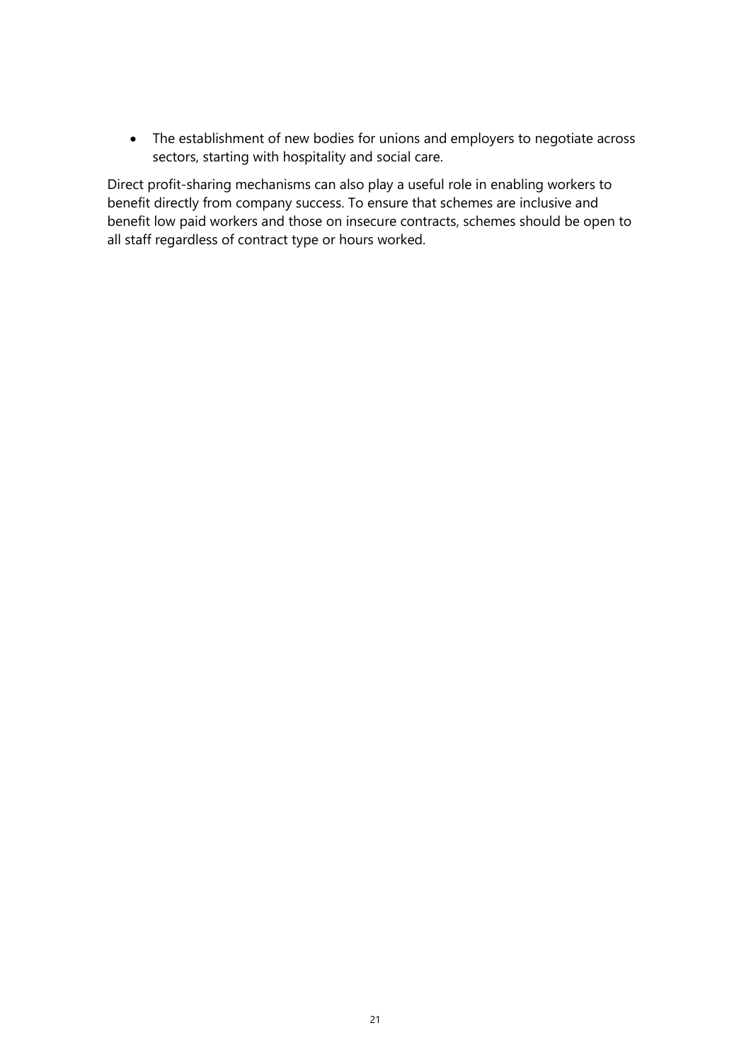- The establishment of new bodies for unions and employers to negotiate across sectors, starting with hospitality and social care.

Direct profit-sharing mechanisms can also play a useful role in enabling workers to benefit directly from company success. To ensure that schemes are inclusive and benefit low paid workers and those on insecure contracts, schemes should be open to all staff regardless of contract type or hours worked.